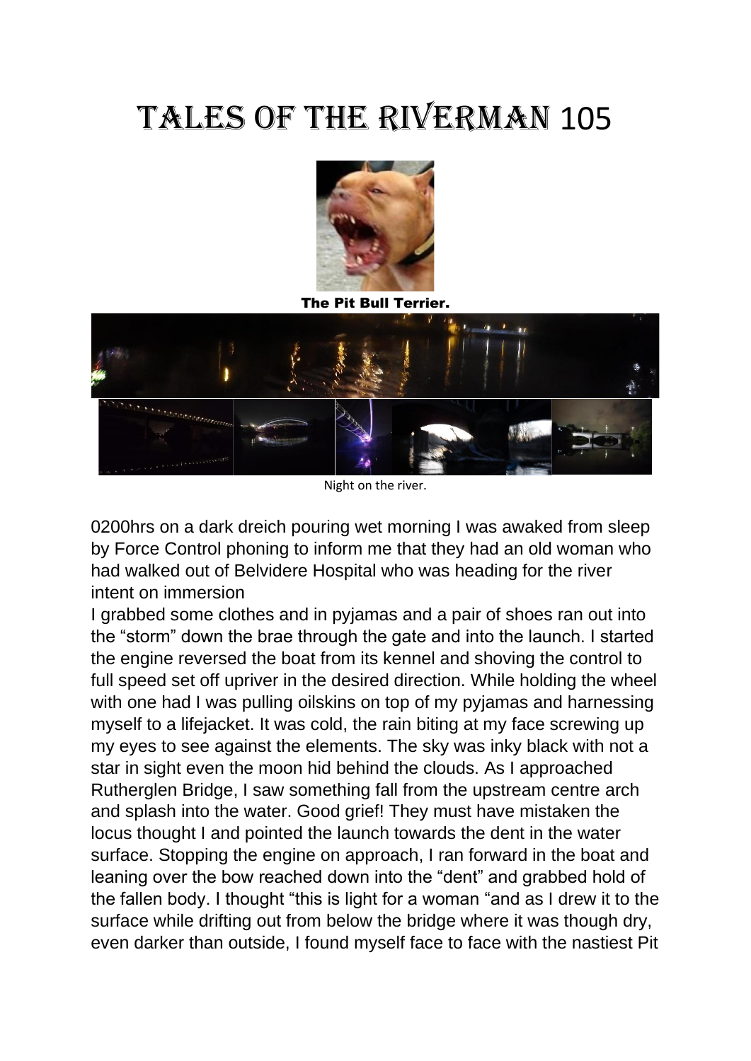# Tales of the Riverman 105

The Pit Bull Terrier.

Night on the river.

0200hrs on a dark dreich pouring wet morning I was awaked from sleep by Force Control phoning to inform me that they had an old woman who had walked out of Belvidere Hospital who was heading for the river intent on immersion

I grabbed some clothes and in pyjamas and a pair of shoes ran out into the "storm" down the brae through the gate and into the launch. I started the engine reversed the boat from its kennel and shoving the control to full speed set off upriver in the desired direction. While holding the wheel with one had I was pulling oilskins on top of my pyjamas and harnessing myself to a lifejacket. It was cold, the rain biting at my face screwing up my eyes to see against the elements. The sky was inky black with not a star in sight even the moon hid behind the clouds. As I approached Rutherglen Bridge, I saw something fall from the upstream centre arch and splash into the water. Good grief! They must have mistaken the locus thought I and pointed the launch towards the dent in the water surface. Stopping the engine on approach, I ran forward in the boat and leaning over the bow reached down into the "dent" and grabbed hold of the fallen body. I thought "this is light for a woman "and as I drew it to the surface while drifting out from below the bridge where it was though dry, even darker than outside, I found myself face to face with the nastiest Pit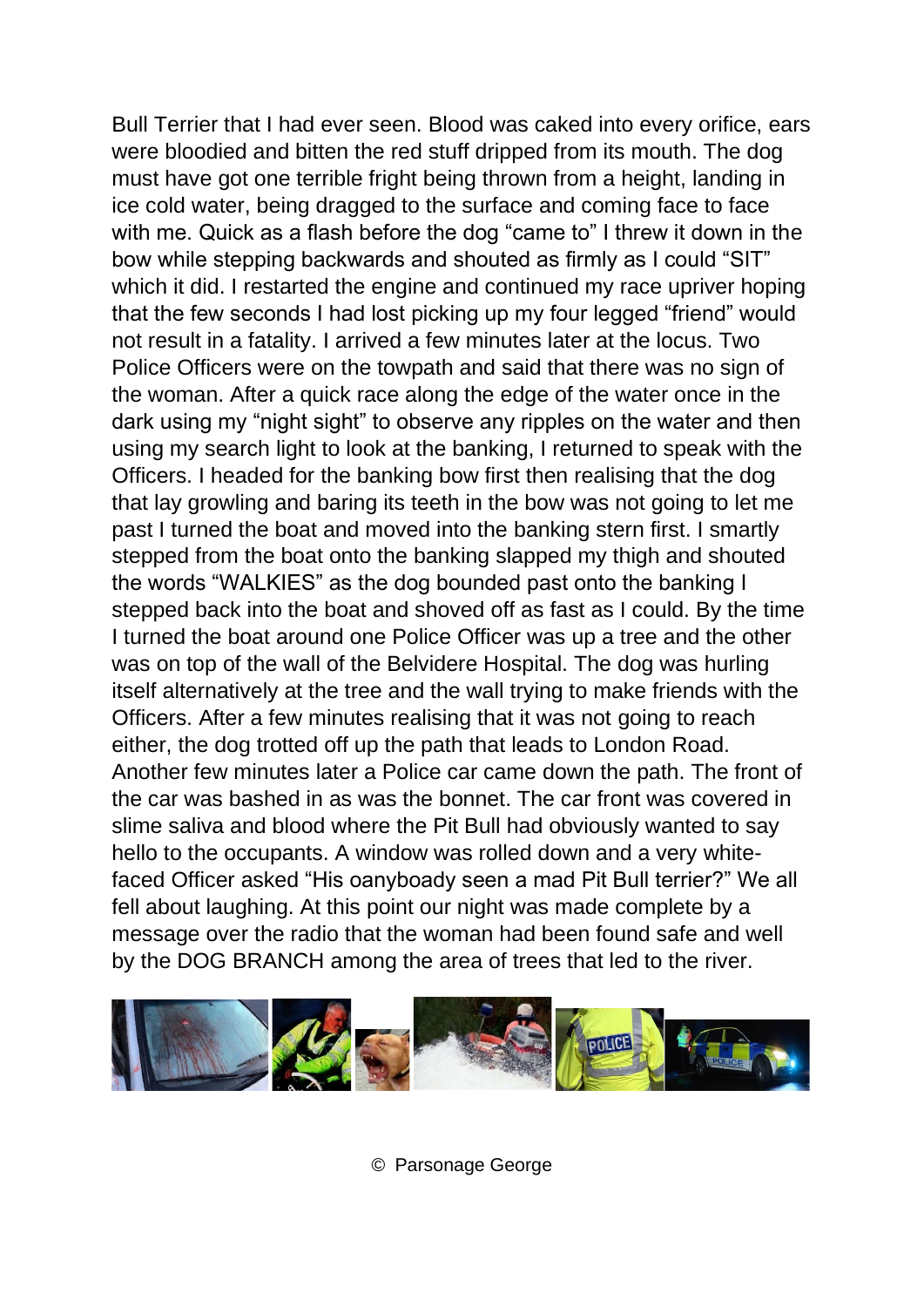Bull Terrier that I had ever seen. Blood was caked into every orifice, ears were bloodied and bitten the red stuff dripped from its mouth. The dog must have got one terrible fright being thrown from a height, landing in ice cold water, being dragged to the surface and coming face to face with me. Quick as a flash before the dog "came to" I threw it down in the bow while stepping backwards and shouted as firmly as I could "SIT" which it did. I restarted the engine and continued my race upriver hoping that the few seconds I had lost picking up my four legged "friend" would not result in a fatality. I arrived a few minutes later at the locus. Two Police Officers were on the towpath and said that there was no sign of the woman. After a quick race along the edge of the water once in the dark using my "night sight" to observe any ripples on the water and then using my search light to look at the banking, I returned to speak with the Officers. I headed for the banking bow first then realising that the dog that lay growling and baring its teeth in the bow was not going to let me past I turned the boat and moved into the banking stern first. I smartly stepped from the boat onto the banking slapped my thigh and shouted the words "WALKIES" as the dog bounded past onto the banking I stepped back into the boat and shoved off as fast as I could. By the time I turned the boat around one Police Officer was up a tree and the other was on top of the wall of the Belvidere Hospital. The dog was hurling itself alternatively at the tree and the wall trying to make friends with the Officers. After a few minutes realising that it was not going to reach either, the dog trotted off up the path that leads to London Road. Another few minutes later a Police car came down the path. The front of the car was bashed in as was the bonnet. The car front was covered in slime saliva and blood where the Pit Bull had obviously wanted to say hello to the occupants. A window was rolled down and a very white-faced Officer asked "His oanyboady seen a mad Pit Bull terrier?" We all fell about laughing. At this point our night was made complete by a message over the radio that the woman had been found safe and well by the DOG BRANCH among the area of trees that led to the river.

© Parsonage George